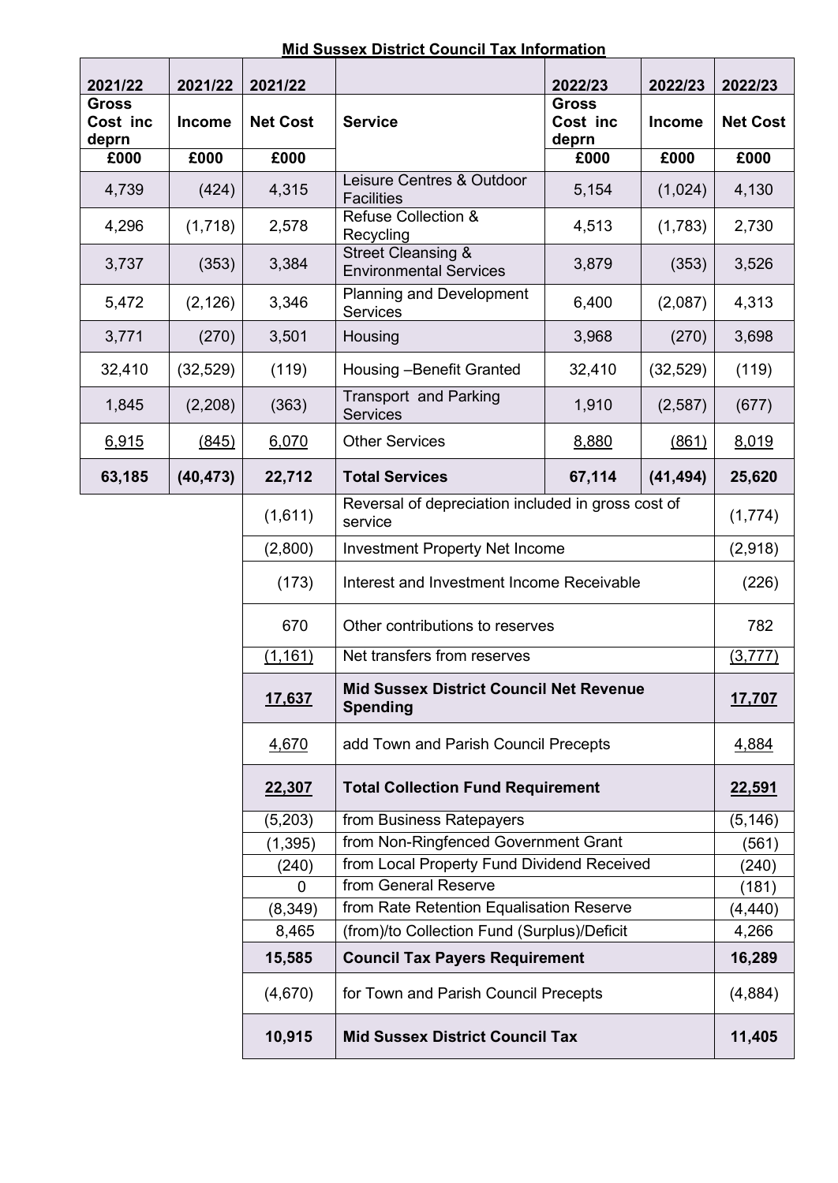**Mid Sussex District Council Tax Information**

| 2021/22 Gross Cost inc deprn £000 | 2021/22 Income £000 | 2021/22 Net Cost £000 | Service | 2022/23 Gross Cost inc deprn £000 | 2022/23 Income £000 | 2022/23 Net Cost £000 |
|---|---|---|---|---|---|---|
| 4,739 | (424) | 4,315 | Leisure Centres & Outdoor Facilities | 5,154 | (1,024) | 4,130 |
| 4,296 | (1,718) | 2,578 | Refuse Collection & Recycling | 4,513 | (1,783) | 2,730 |
| 3,737 | (353) | 3,384 | Street Cleansing & Environmental Services | 3,879 | (353) | 3,526 |
| 5,472 | (2,126) | 3,346 | Planning and Development Services | 6,400 | (2,087) | 4,313 |
| 3,771 | (270) | 3,501 | Housing | 3,968 | (270) | 3,698 |
| 32,410 | (32,529) | (119) | Housing –Benefit Granted | 32,410 | (32,529) | (119) |
| 1,845 | (2,208) | (363) | Transport and Parking Services | 1,910 | (2,587) | (677) |
| 6,915 | (845) | 6,070 | Other Services | 8,880 | (861) | 8,019 |
| **63,185** | **(40,473)** | **22,712** | **Total Services** | **67,114** | **(41,494)** | **25,620** |
| | | (1,611) | Reversal of depreciation included in gross cost of service | | | (1,774) |
| | | (2,800) | Investment Property Net Income | | | (2,918) |
| | | (173) | Interest and Investment Income Receivable | | | (226) |
| | | 670 | Other contributions to reserves | | | 782 |
| | | (1,161) | Net transfers from reserves | | | (3,777) |
| | | **17,637** | **Mid Sussex District Council Net Revenue Spending** | | | **17,707** |
| | | 4,670 | add Town and Parish Council Precepts | | | 4,884 |
| | | **22,307** | **Total Collection Fund Requirement** | | | **22,591** |
| | | (5,203) | from Business Ratepayers | | | (5,146) |
| | | (1,395) | from Non-Ringfenced Government Grant | | | (561) |
| | | (240) | from Local Property Fund Dividend Received | | | (240) |
| | | 0 | from General Reserve | | | (181) |
| | | (8,349) | from Rate Retention Equalisation Reserve | | | (4,440) |
| | | 8,465 | (from)/to Collection Fund (Surplus)/Deficit | | | 4,266 |
| | | **15,585** | **Council Tax Payers Requirement** | | | **16,289** |
| | | (4,670) | for Town and Parish Council Precepts | | | (4,884) |
| | | **10,915** | **Mid Sussex District Council Tax** | | | **11,405** |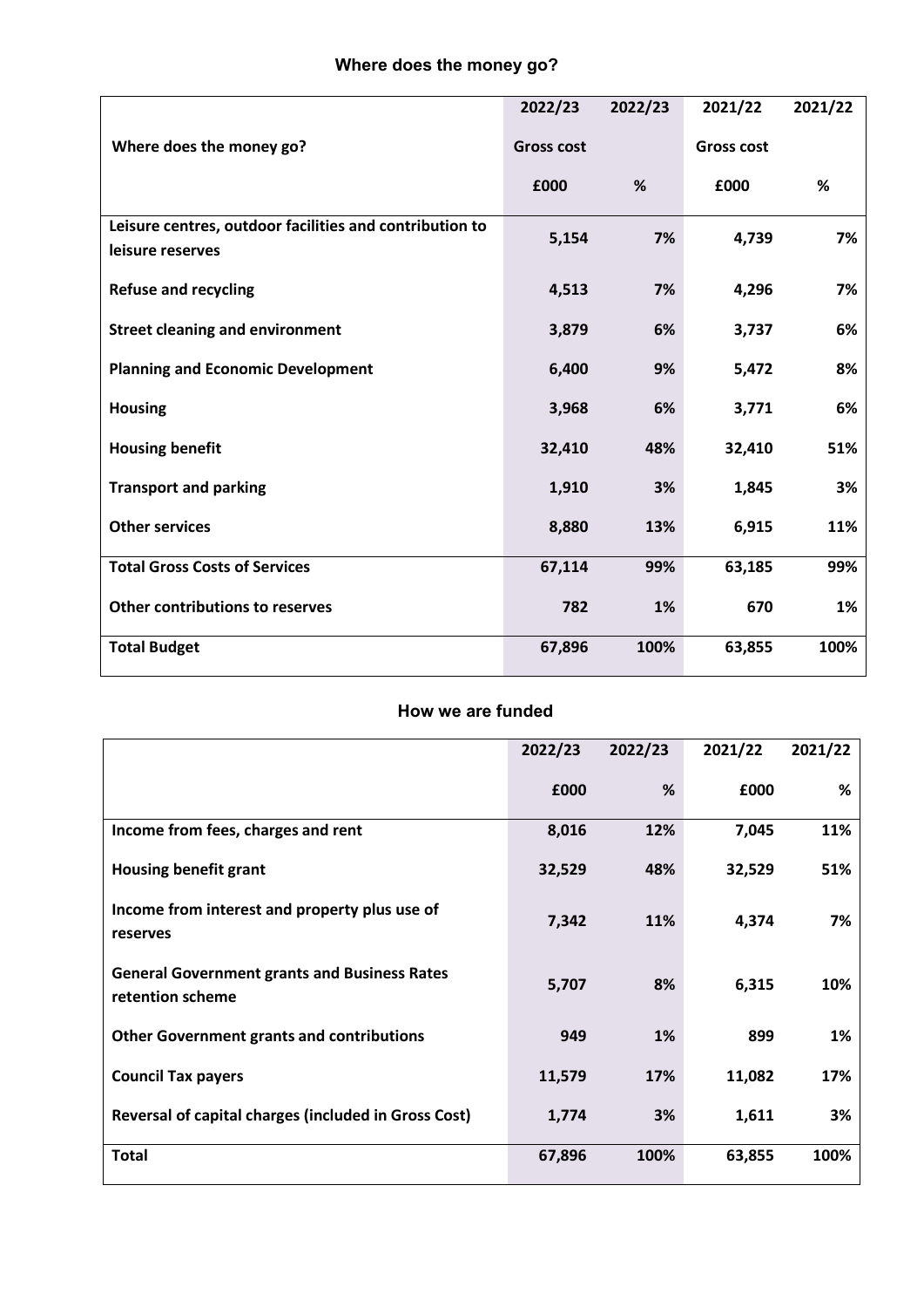## Where does the money go?

| Where does the money go? | 2022/23 Gross cost £000 | 2022/23 % | 2021/22 Gross cost £000 | 2021/22 % |
|---|---|---|---|---|
| **Leisure centres, outdoor facilities and contribution to leisure reserves** | **5,154** | **7%** | **4,739** | **7%** |
| **Refuse and recycling** | **4,513** | **7%** | **4,296** | **7%** |
| **Street cleaning and environment** | **3,879** | **6%** | **3,737** | **6%** |
| **Planning and Economic Development** | **6,400** | **9%** | **5,472** | **8%** |
| **Housing** | **3,968** | **6%** | **3,771** | **6%** |
| **Housing benefit** | **32,410** | **48%** | **32,410** | **51%** |
| **Transport and parking** | **1,910** | **3%** | **1,845** | **3%** |
| **Other services** | **8,880** | **13%** | **6,915** | **11%** |
| **Total Gross Costs of Services** | **67,114** | **99%** | **63,185** | **99%** |
| **Other contributions to reserves** | **782** | **1%** | **670** | **1%** |
| **Total Budget** | **67,896** | **100%** | **63,855** | **100%** |

## How we are funded

| | 2022/23 £000 | 2022/23 % | 2021/22 £000 | 2021/22 % |
|---|---|---|---|---|
| **Income from fees, charges and rent** | **8,016** | **12%** | **7,045** | **11%** |
| **Housing benefit grant** | **32,529** | **48%** | **32,529** | **51%** |
| **Income from interest and property plus use of reserves** | **7,342** | **11%** | **4,374** | **7%** |
| **General Government grants and Business Rates retention scheme** | **5,707** | **8%** | **6,315** | **10%** |
| **Other Government grants and contributions** | **949** | **1%** | **899** | **1%** |
| **Council Tax payers** | **11,579** | **17%** | **11,082** | **17%** |
| **Reversal of capital charges (included in Gross Cost)** | **1,774** | **3%** | **1,611** | **3%** |
| **Total** | **67,896** | **100%** | **63,855** | **100%** |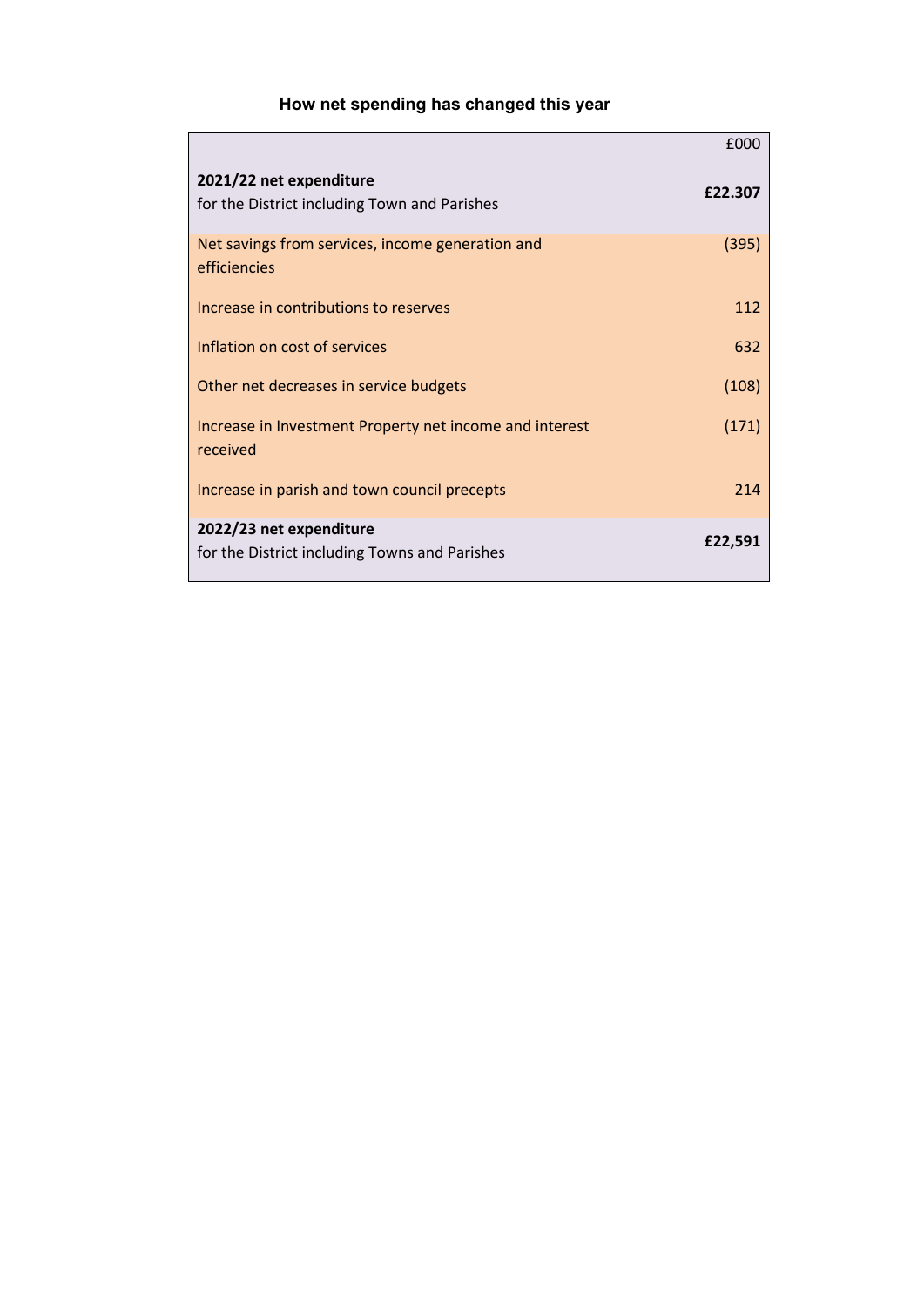## How net spending has changed this year

| | £000 |
|---|---|
| **2021/22 net expenditure** for the District including Town and Parishes | **£22.307** |
| Net savings from services, income generation and efficiencies | (395) |
| Increase in contributions to reserves | 112 |
| Inflation on cost of services | 632 |
| Other net decreases in service budgets | (108) |
| Increase in Investment Property net income and interest received | (171) |
| Increase in parish and town council precepts | 214 |
| **2022/23 net expenditure** for the District including Towns and Parishes | **£22,591** |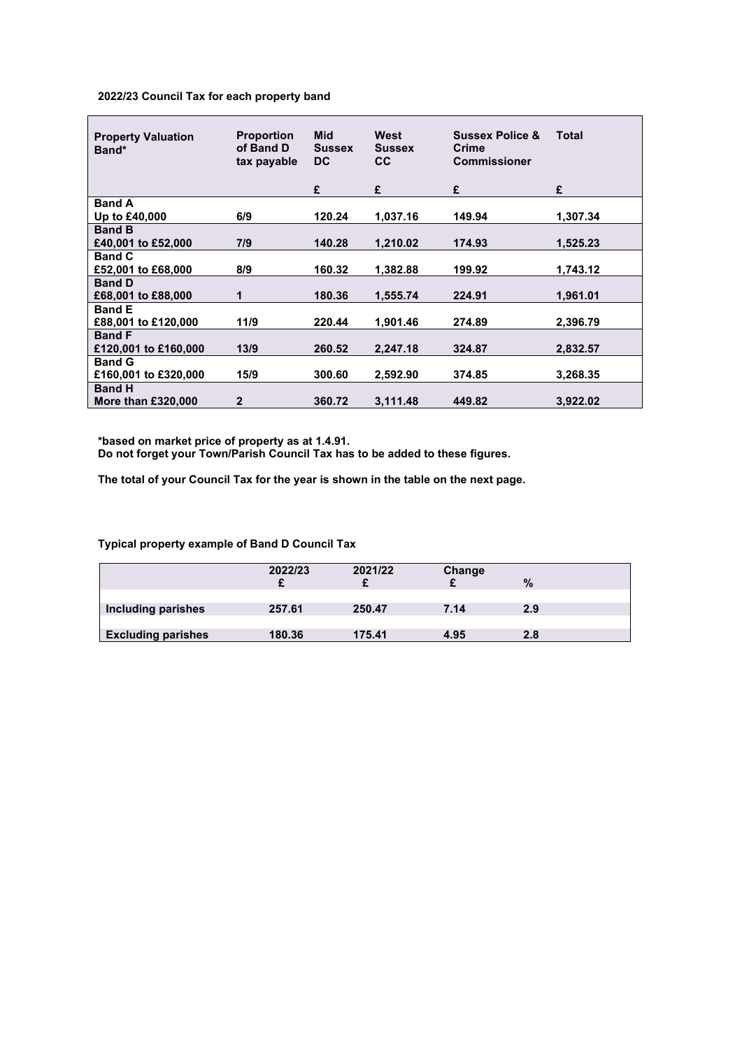**2022/23 Council Tax for each property band**

| Property Valuation Band* | Proportion of Band D tax payable | Mid Sussex DC | West Sussex CC | Sussex Police & Crime Commissioner | Total |
|---|---|---|---|---|---|
| | | £ | £ | £ | £ |
| **Band A** Up to £40,000 | 6/9 | 120.24 | 1,037.16 | 149.94 | 1,307.34 |
| **Band B** £40,001 to £52,000 | 7/9 | 140.28 | 1,210.02 | 174.93 | 1,525.23 |
| **Band C** £52,001 to £68,000 | 8/9 | 160.32 | 1,382.88 | 199.92 | 1,743.12 |
| **Band D** £68,001 to £88,000 | 1 | 180.36 | 1,555.74 | 224.91 | 1,961.01 |
| **Band E** £88,001 to £120,000 | 11/9 | 220.44 | 1,901.46 | 274.89 | 2,396.79 |
| **Band F** £120,001 to £160,000 | 13/9 | 260.52 | 2,247.18 | 324.87 | 2,832.57 |
| **Band G** £160,001 to £320,000 | 15/9 | 300.60 | 2,592.90 | 374.85 | 3,268.35 |
| **Band H** More than £320,000 | 2 | 360.72 | 3,111.48 | 449.82 | 3,922.02 |

**\*based on market price of property as at 1.4.91.**
**Do not forget your Town/Parish Council Tax has to be added to these figures.**

**The total of your Council Tax for the year is shown in the table on the next page.**

**Typical property example of Band D Council Tax**

| | 2022/23 £ | 2021/22 £ | Change £ | % |
|---|---|---|---|---|
| **Including parishes** | 257.61 | 250.47 | 7.14 | 2.9 |
| **Excluding parishes** | 180.36 | 175.41 | 4.95 | 2.8 |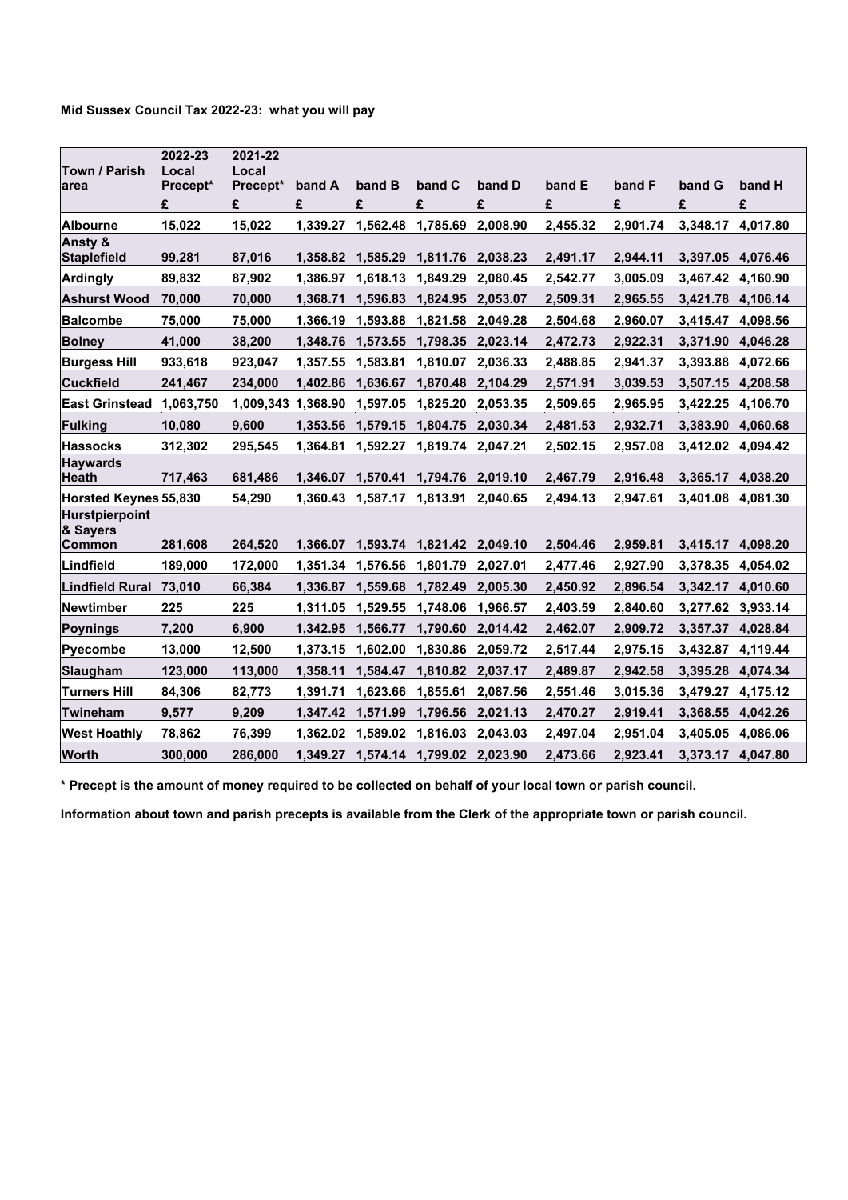**Mid Sussex Council Tax 2022-23: what you will pay**

| Town / Parish area | 2022-23 Local Precept* | 2021-22 Local Precept* | band A | band B | band C | band D | band E | band F | band G | band H |
|---|---|---|---|---|---|---|---|---|---|---|
| | £ | £ | £ | £ | £ | £ | £ | £ | £ | £ |
| Albourne | 15,022 | 15,022 | 1,339.27 | 1,562.48 | 1,785.69 | 2,008.90 | 2,455.32 | 2,901.74 | 3,348.17 | 4,017.80 |
| Ansty & Staplefield | 99,281 | 87,016 | 1,358.82 | 1,585.29 | 1,811.76 | 2,038.23 | 2,491.17 | 2,944.11 | 3,397.05 | 4,076.46 |
| Ardingly | 89,832 | 87,902 | 1,386.97 | 1,618.13 | 1,849.29 | 2,080.45 | 2,542.77 | 3,005.09 | 3,467.42 | 4,160.90 |
| Ashurst Wood | 70,000 | 70,000 | 1,368.71 | 1,596.83 | 1,824.95 | 2,053.07 | 2,509.31 | 2,965.55 | 3,421.78 | 4,106.14 |
| Balcombe | 75,000 | 75,000 | 1,366.19 | 1,593.88 | 1,821.58 | 2,049.28 | 2,504.68 | 2,960.07 | 3,415.47 | 4,098.56 |
| Bolney | 41,000 | 38,200 | 1,348.76 | 1,573.55 | 1,798.35 | 2,023.14 | 2,472.73 | 2,922.31 | 3,371.90 | 4,046.28 |
| Burgess Hill | 933,618 | 923,047 | 1,357.55 | 1,583.81 | 1,810.07 | 2,036.33 | 2,488.85 | 2,941.37 | 3,393.88 | 4,072.66 |
| Cuckfield | 241,467 | 234,000 | 1,402.86 | 1,636.67 | 1,870.48 | 2,104.29 | 2,571.91 | 3,039.53 | 3,507.15 | 4,208.58 |
| East Grinstead | 1,063,750 | 1,009,343 | 1,368.90 | 1,597.05 | 1,825.20 | 2,053.35 | 2,509.65 | 2,965.95 | 3,422.25 | 4,106.70 |
| Fulking | 10,080 | 9,600 | 1,353.56 | 1,579.15 | 1,804.75 | 2,030.34 | 2,481.53 | 2,932.71 | 3,383.90 | 4,060.68 |
| Hassocks | 312,302 | 295,545 | 1,364.81 | 1,592.27 | 1,819.74 | 2,047.21 | 2,502.15 | 2,957.08 | 3,412.02 | 4,094.42 |
| Haywards Heath | 717,463 | 681,486 | 1,346.07 | 1,570.41 | 1,794.76 | 2,019.10 | 2,467.79 | 2,916.48 | 3,365.17 | 4,038.20 |
| Horsted Keynes | 55,830 | 54,290 | 1,360.43 | 1,587.17 | 1,813.91 | 2,040.65 | 2,494.13 | 2,947.61 | 3,401.08 | 4,081.30 |
| Hurstpierpoint & Sayers Common | 281,608 | 264,520 | 1,366.07 | 1,593.74 | 1,821.42 | 2,049.10 | 2,504.46 | 2,959.81 | 3,415.17 | 4,098.20 |
| Lindfield | 189,000 | 172,000 | 1,351.34 | 1,576.56 | 1,801.79 | 2,027.01 | 2,477.46 | 2,927.90 | 3,378.35 | 4,054.02 |
| Lindfield Rural | 73,010 | 66,384 | 1,336.87 | 1,559.68 | 1,782.49 | 2,005.30 | 2,450.92 | 2,896.54 | 3,342.17 | 4,010.60 |
| Newtimber | 225 | 225 | 1,311.05 | 1,529.55 | 1,748.06 | 1,966.57 | 2,403.59 | 2,840.60 | 3,277.62 | 3,933.14 |
| Poynings | 7,200 | 6,900 | 1,342.95 | 1,566.77 | 1,790.60 | 2,014.42 | 2,462.07 | 2,909.72 | 3,357.37 | 4,028.84 |
| Pyecombe | 13,000 | 12,500 | 1,373.15 | 1,602.00 | 1,830.86 | 2,059.72 | 2,517.44 | 2,975.15 | 3,432.87 | 4,119.44 |
| Slaugham | 123,000 | 113,000 | 1,358.11 | 1,584.47 | 1,810.82 | 2,037.17 | 2,489.87 | 2,942.58 | 3,395.28 | 4,074.34 |
| Turners Hill | 84,306 | 82,773 | 1,391.71 | 1,623.66 | 1,855.61 | 2,087.56 | 2,551.46 | 3,015.36 | 3,479.27 | 4,175.12 |
| Twineham | 9,577 | 9,209 | 1,347.42 | 1,571.99 | 1,796.56 | 2,021.13 | 2,470.27 | 2,919.41 | 3,368.55 | 4,042.26 |
| West Hoathly | 78,862 | 76,399 | 1,362.02 | 1,589.02 | 1,816.03 | 2,043.03 | 2,497.04 | 2,951.04 | 3,405.05 | 4,086.06 |
| Worth | 300,000 | 286,000 | 1,349.27 | 1,574.14 | 1,799.02 | 2,023.90 | 2,473.66 | 2,923.41 | 3,373.17 | 4,047.80 |

**\* Precept is the amount of money required to be collected on behalf of your local town or parish council.**

**Information about town and parish precepts is available from the Clerk of the appropriate town or parish council.**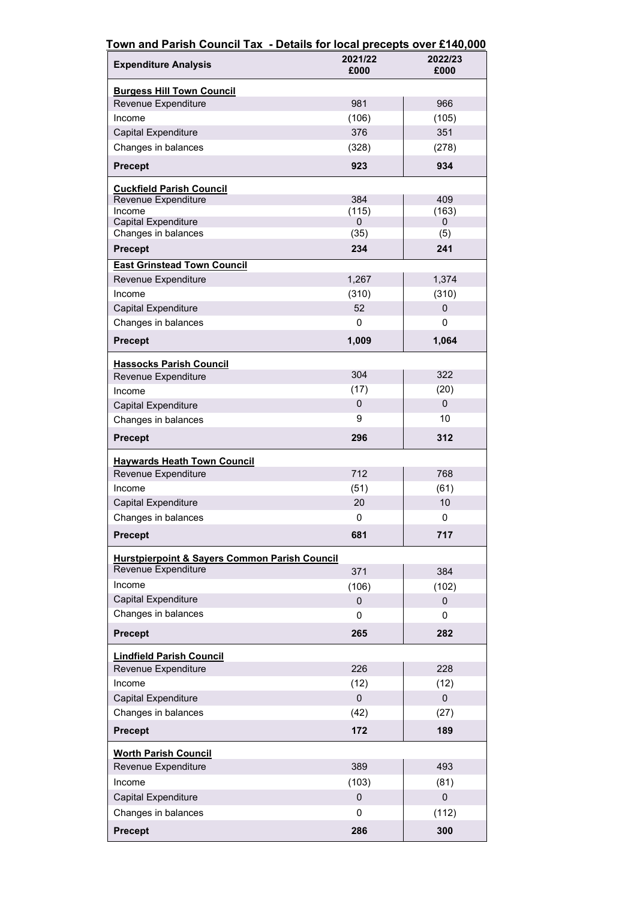## Town and Parish Council Tax - Details for local precepts over £140,000

| Expenditure Analysis | 2021/22 £000 | 2022/23 £000 |
|---|---|---|
| **Burgess Hill Town Council** | | |
| Revenue Expenditure | 981 | 966 |
| Income | (106) | (105) |
| Capital Expenditure | 376 | 351 |
| Changes in balances | (328) | (278) |
| **Precept** | **923** | **934** |
| **Cuckfield Parish Council** | | |
| Revenue Expenditure | 384 | 409 |
| Income | (115) | (163) |
| Capital Expenditure | 0 | 0 |
| Changes in balances | (35) | (5) |
| **Precept** | **234** | **241** |
| **East Grinstead Town Council** | | |
| Revenue Expenditure | 1,267 | 1,374 |
| Income | (310) | (310) |
| Capital Expenditure | 52 | 0 |
| Changes in balances | 0 | 0 |
| **Precept** | **1,009** | **1,064** |
| **Hassocks Parish Council** | | |
| Revenue Expenditure | 304 | 322 |
| Income | (17) | (20) |
| Capital Expenditure | 0 | 0 |
| Changes in balances | 9 | 10 |
| **Precept** | **296** | **312** |
| **Haywards Heath Town Council** | | |
| Revenue Expenditure | 712 | 768 |
| Income | (51) | (61) |
| Capital Expenditure | 20 | 10 |
| Changes in balances | 0 | 0 |
| **Precept** | **681** | **717** |
| **Hurstpierpoint & Sayers Common Parish Council** | | |
| Revenue Expenditure | 371 | 384 |
| Income | (106) | (102) |
| Capital Expenditure | 0 | 0 |
| Changes in balances | 0 | 0 |
| **Precept** | **265** | **282** |
| **Lindfield Parish Council** | | |
| Revenue Expenditure | 226 | 228 |
| Income | (12) | (12) |
| Capital Expenditure | 0 | 0 |
| Changes in balances | (42) | (27) |
| **Precept** | **172** | **189** |
| **Worth Parish Council** | | |
| Revenue Expenditure | 389 | 493 |
| Income | (103) | (81) |
| Capital Expenditure | 0 | 0 |
| Changes in balances | 0 | (112) |
| **Precept** | **286** | **300** |